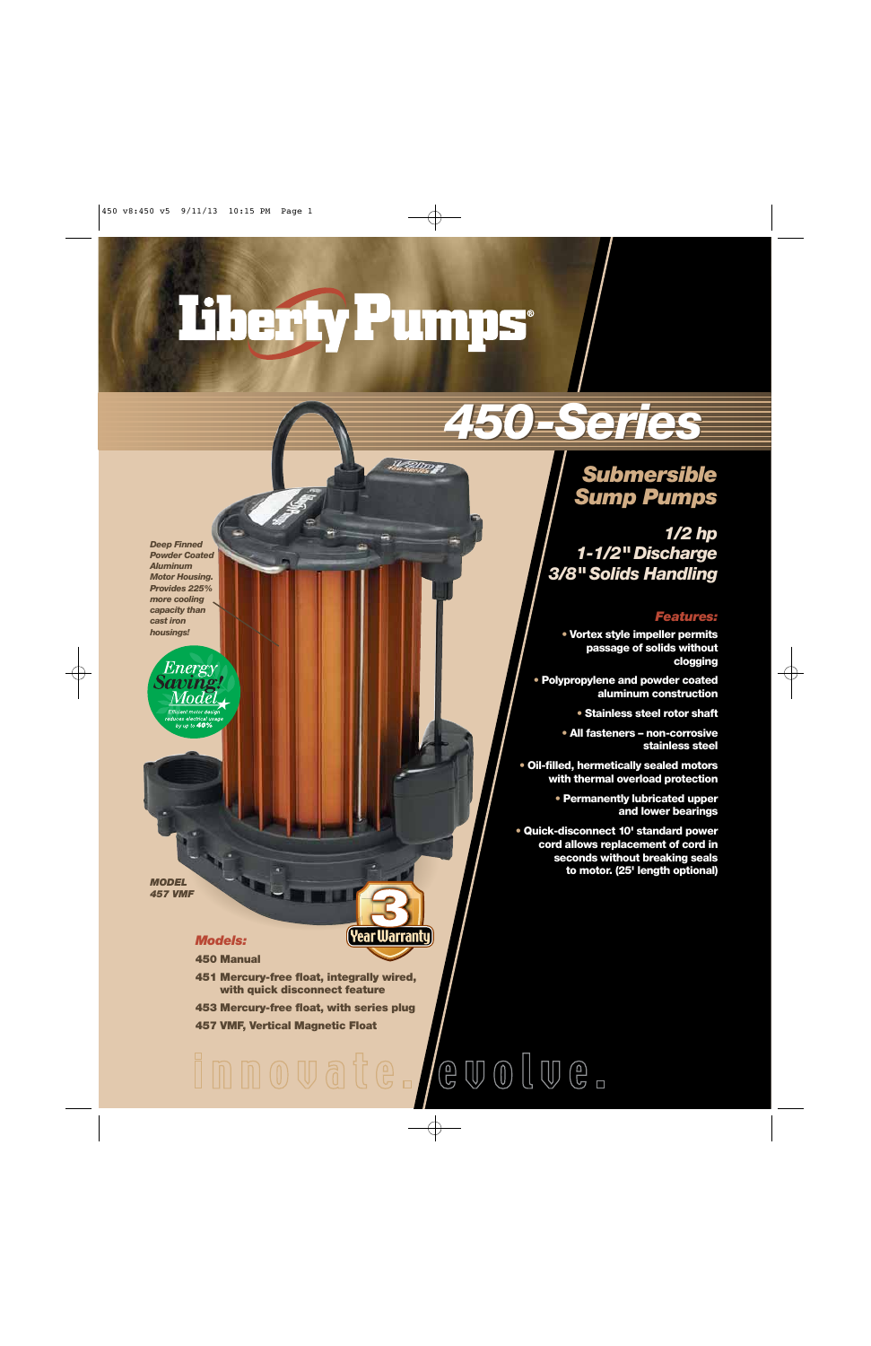# Liberty Pumps®

## 450-Series

### Submersible Sump Pumps

***1/2 hp***
***1-1/2" Discharge***
***3/8" Solids Handling***

*Deep Finned Powder Coated Aluminum Motor Housing. Provides 225% more cooling capacity than cast iron housings!*

Energy Saving! Model — Efficient motor design reduces electrical usage by up to 40%

*MODEL 457 VMF*

3 Year Warranty

#### *Features:*

- **Vortex style impeller permits passage of solids without clogging**
- **Polypropylene and powder coated aluminum construction**
- **Stainless steel rotor shaft**
- **All fasteners – non-corrosive stainless steel**
- **Oil-filled, hermetically sealed motors with thermal overload protection**
- **Permanently lubricated upper and lower bearings**
- **Quick-disconnect 10' standard power cord allows replacement of cord in seconds without breaking seals to motor. (25' length optional)**

#### *Models:*

**450 Manual**

**451 Mercury-free float, integrally wired, with quick disconnect feature**

**453 Mercury-free float, with series plug**

**457 VMF, Vertical Magnetic Float**

innovate. evolve.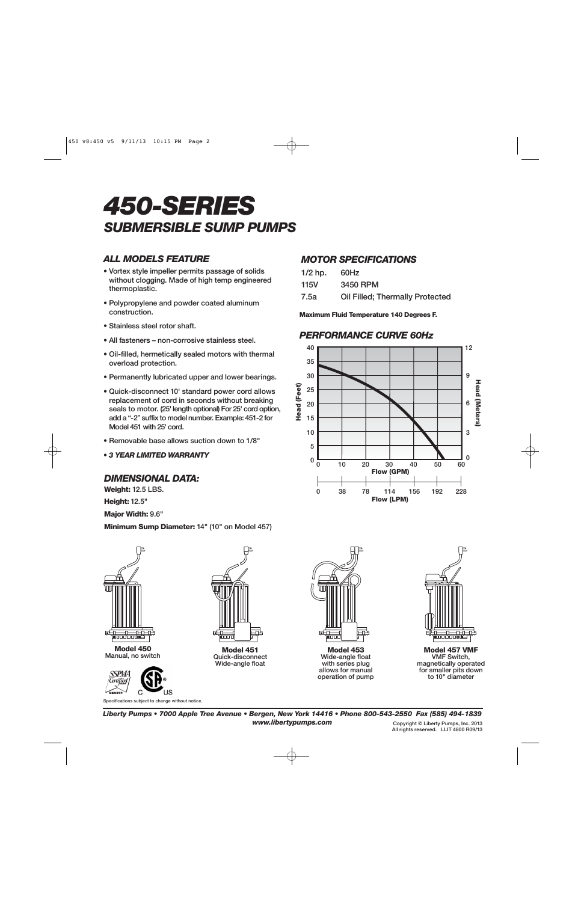# 450-SERIES

## SUBMERSIBLE SUMP PUMPS

### ALL MODELS FEATURE

- Vortex style impeller permits passage of solids without clogging. Made of high temp engineered thermoplastic.
- Polypropylene and powder coated aluminum construction.
- Stainless steel rotor shaft.
- All fasteners – non-corrosive stainless steel.
- Oil-filled, hermetically sealed motors with thermal overload protection.
- Permanently lubricated upper and lower bearings.
- Quick-disconnect 10' standard power cord allows replacement of cord in seconds without breaking seals to motor. (25' length optional) For 25' cord option, add a "-2" suffix to model number. Example: 451-2 for Model 451 with 25' cord.
- Removable base allows suction down to 1/8"
- ***3 YEAR LIMITED WARRANTY***

### DIMENSIONAL DATA:

**Weight:** 12.5 LBS.

**Height:** 12.5"

**Major Width:** 9.6"

**Minimum Sump Diameter:** 14" (10" on Model 457)

### MOTOR SPECIFICATIONS

| | |
|---|---|
| 1/2 hp. | 60Hz |
| 115V | 3450 RPM |
| 7.5a | Oil Filled; Thermally Protected |

**Maximum Fluid Temperature 140 Degrees F.**

### PERFORMANCE CURVE 60Hz

Head (Feet)
0 5 10 15 20 25 30 35 40

Head (Meters)
0 3 6 9 12

Flow (GPM)
0 10 20 30 40 50 60

Flow (LPM)
0 38 78 114 156 192 228

**Model 450**
Manual, no switch

**Model 451**
Quick-disconnect
Wide-angle float

**Model 453**
Wide-angle float
with series plug
allows for manual
operation of pump

**Model 457 VMF**
VMF Switch,
magnetically operated
for smaller pits down
to 10" diameter

Specifications subject to change without notice.

***Liberty Pumps • 7000 Apple Tree Avenue • Bergen, New York 14416 • Phone 800-543-2550 Fax (585) 494-1839***
**www.libertypumps.com**

Copyright © Liberty Pumps, Inc. 2013
All rights reserved. LLIT 4800 R09/13